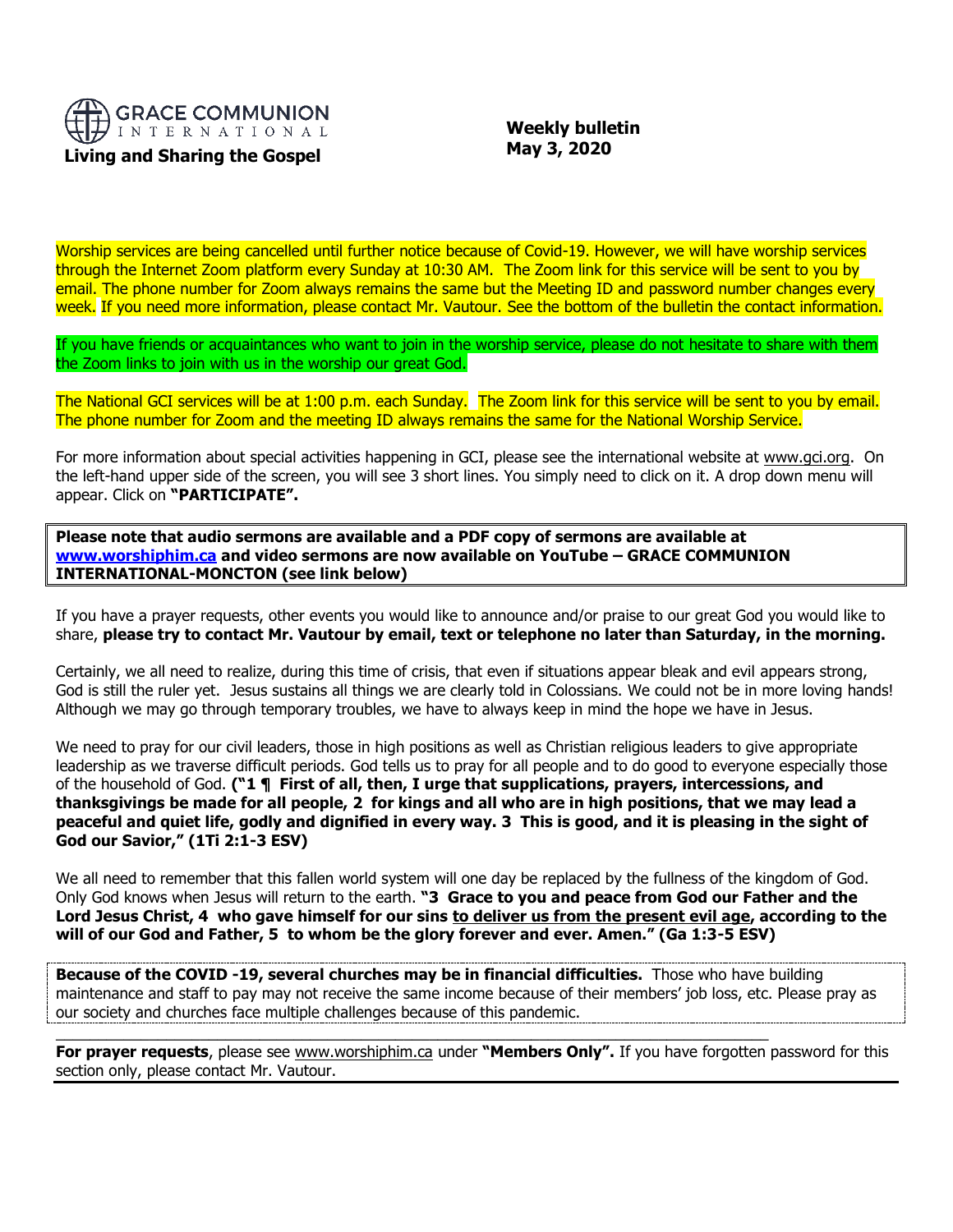GRACE COMMUNION INTERNATIONAL

**Living and Sharing the Gospel**

**Weekly bulletin**
**May 3, 2020**

Worship services are being cancelled until further notice because of Covid-19. However, we will have worship services through the Internet Zoom platform every Sunday at 10:30 AM. The Zoom link for this service will be sent to you by email. The phone number for Zoom always remains the same but the Meeting ID and password number changes every week. If you need more information, please contact Mr. Vautour. See the bottom of the bulletin the contact information.

If you have friends or acquaintances who want to join in the worship service, please do not hesitate to share with them the Zoom links to join with us in the worship our great God.

The National GCI services will be at 1:00 p.m. each Sunday. The Zoom link for this service will be sent to you by email. The phone number for Zoom and the meeting ID always remains the same for the National Worship Service.

For more information about special activities happening in GCI, please see the international website at www.gci.org. On the left-hand upper side of the screen, you will see 3 short lines. You simply need to click on it. A drop down menu will appear. Click on **"PARTICIPATE".**

**Please note that audio sermons are available and a PDF copy of sermons are available at www.worshiphim.ca and video sermons are now available on YouTube – GRACE COMMUNION INTERNATIONAL-MONCTON (see link below)**

If you have a prayer requests, other events you would like to announce and/or praise to our great God you would like to share, **please try to contact Mr. Vautour by email, text or telephone no later than Saturday, in the morning.**

Certainly, we all need to realize, during this time of crisis, that even if situations appear bleak and evil appears strong, God is still the ruler yet. Jesus sustains all things we are clearly told in Colossians. We could not be in more loving hands! Although we may go through temporary troubles, we have to always keep in mind the hope we have in Jesus.

We need to pray for our civil leaders, those in high positions as well as Christian religious leaders to give appropriate leadership as we traverse difficult periods. God tells us to pray for all people and to do good to everyone especially those of the household of God. **("1 ¶ First of all, then, I urge that supplications, prayers, intercessions, and thanksgivings be made for all people, 2 for kings and all who are in high positions, that we may lead a peaceful and quiet life, godly and dignified in every way. 3 This is good, and it is pleasing in the sight of God our Savior," (1Ti 2:1-3 ESV)**

We all need to remember that this fallen world system will one day be replaced by the fullness of the kingdom of God. Only God knows when Jesus will return to the earth. **"3 Grace to you and peace from God our Father and the Lord Jesus Christ, 4 who gave himself for our sins to deliver us from the present evil age, according to the will of our God and Father, 5 to whom be the glory forever and ever. Amen." (Ga 1:3-5 ESV)**

**Because of the COVID -19, several churches may be in financial difficulties.** Those who have building maintenance and staff to pay may not receive the same income because of their members' job loss, etc. Please pray as our society and churches face multiple challenges because of this pandemic.

---

**For prayer requests**, please see www.worshiphim.ca under **"Members Only".** If you have forgotten password for this section only, please contact Mr. Vautour.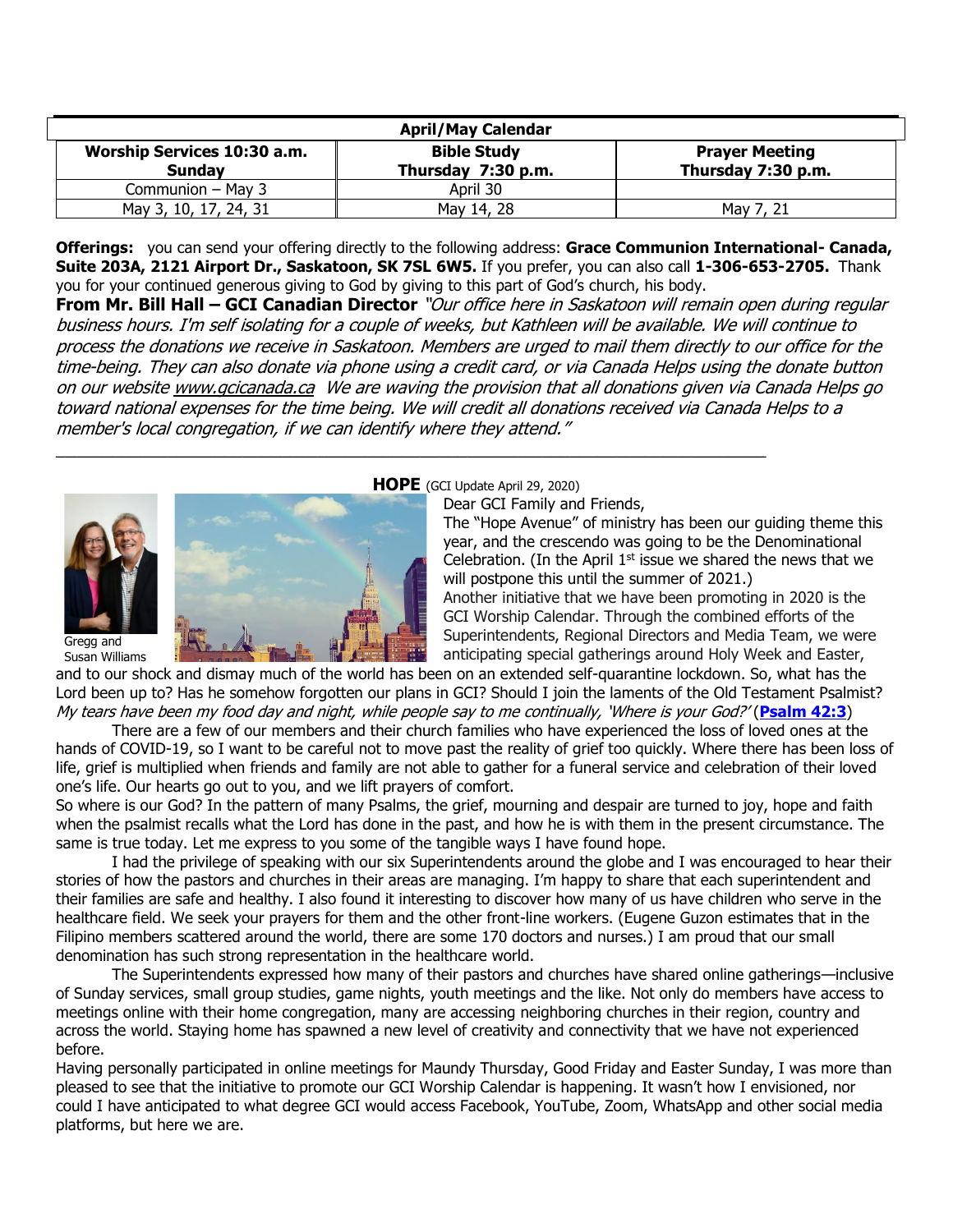| April/May Calendar | | |
|---|---|---|
| **Worship Services 10:30 a.m. Sunday** | **Bible Study Thursday 7:30 p.m.** | **Prayer Meeting Thursday 7:30 p.m.** |
| Communion – May 3 | April 30 | |
| May 3, 10, 17, 24, 31 | May 14, 28 | May 7, 21 |

**Offerings:** you can send your offering directly to the following address: **Grace Communion International- Canada, Suite 203A, 2121 Airport Dr., Saskatoon, SK 7SL 6W5.** If you prefer, you can also call **1-306-653-2705.** Thank you for your continued generous giving to God by giving to this part of God's church, his body.

**From Mr. Bill Hall – GCI Canadian Director** *"Our office here in Saskatoon will remain open during regular business hours. I'm self isolating for a couple of weeks, but Kathleen will be available. We will continue to process the donations we receive in Saskatoon. Members are urged to mail them directly to our office for the time-being. They can also donate via phone using a credit card, or via Canada Helps using the donate button on our website www.gcicanada.ca We are waving the provision that all donations given via Canada Helps go toward national expenses for the time being. We will credit all donations received via Canada Helps to a member's local congregation, if we can identify where they attend."*

---

**HOPE** (GCI Update April 29, 2020)

Gregg and Susan Williams

Dear GCI Family and Friends,

The "Hope Avenue" of ministry has been our guiding theme this year, and the crescendo was going to be the Denominational Celebration. (In the April 1st issue we shared the news that we will postpone this until the summer of 2021.)

Another initiative that we have been promoting in 2020 is the GCI Worship Calendar. Through the combined efforts of the Superintendents, Regional Directors and Media Team, we were anticipating special gatherings around Holy Week and Easter, and to our shock and dismay much of the world has been on an extended self-quarantine lockdown. So, what has the Lord been up to? Has he somehow forgotten our plans in GCI? Should I join the laments of the Old Testament Psalmist? *My tears have been my food day and night, while people say to me continually, 'Where is your God?'* (**Psalm 42:3**)

There are a few of our members and their church families who have experienced the loss of loved ones at the hands of COVID-19, so I want to be careful not to move past the reality of grief too quickly. Where there has been loss of life, grief is multiplied when friends and family are not able to gather for a funeral service and celebration of their loved one's life. Our hearts go out to you, and we lift prayers of comfort.

So where is our God? In the pattern of many Psalms, the grief, mourning and despair are turned to joy, hope and faith when the psalmist recalls what the Lord has done in the past, and how he is with them in the present circumstance. The same is true today. Let me express to you some of the tangible ways I have found hope.

I had the privilege of speaking with our six Superintendents around the globe and I was encouraged to hear their stories of how the pastors and churches in their areas are managing. I'm happy to share that each superintendent and their families are safe and healthy. I also found it interesting to discover how many of us have children who serve in the healthcare field. We seek your prayers for them and the other front-line workers. (Eugene Guzon estimates that in the Filipino members scattered around the world, there are some 170 doctors and nurses.) I am proud that our small denomination has such strong representation in the healthcare world.

The Superintendents expressed how many of their pastors and churches have shared online gatherings—inclusive of Sunday services, small group studies, game nights, youth meetings and the like. Not only do members have access to meetings online with their home congregation, many are accessing neighboring churches in their region, country and across the world. Staying home has spawned a new level of creativity and connectivity that we have not experienced before.

Having personally participated in online meetings for Maundy Thursday, Good Friday and Easter Sunday, I was more than pleased to see that the initiative to promote our GCI Worship Calendar is happening. It wasn't how I envisioned, nor could I have anticipated to what degree GCI would access Facebook, YouTube, Zoom, WhatsApp and other social media platforms, but here we are.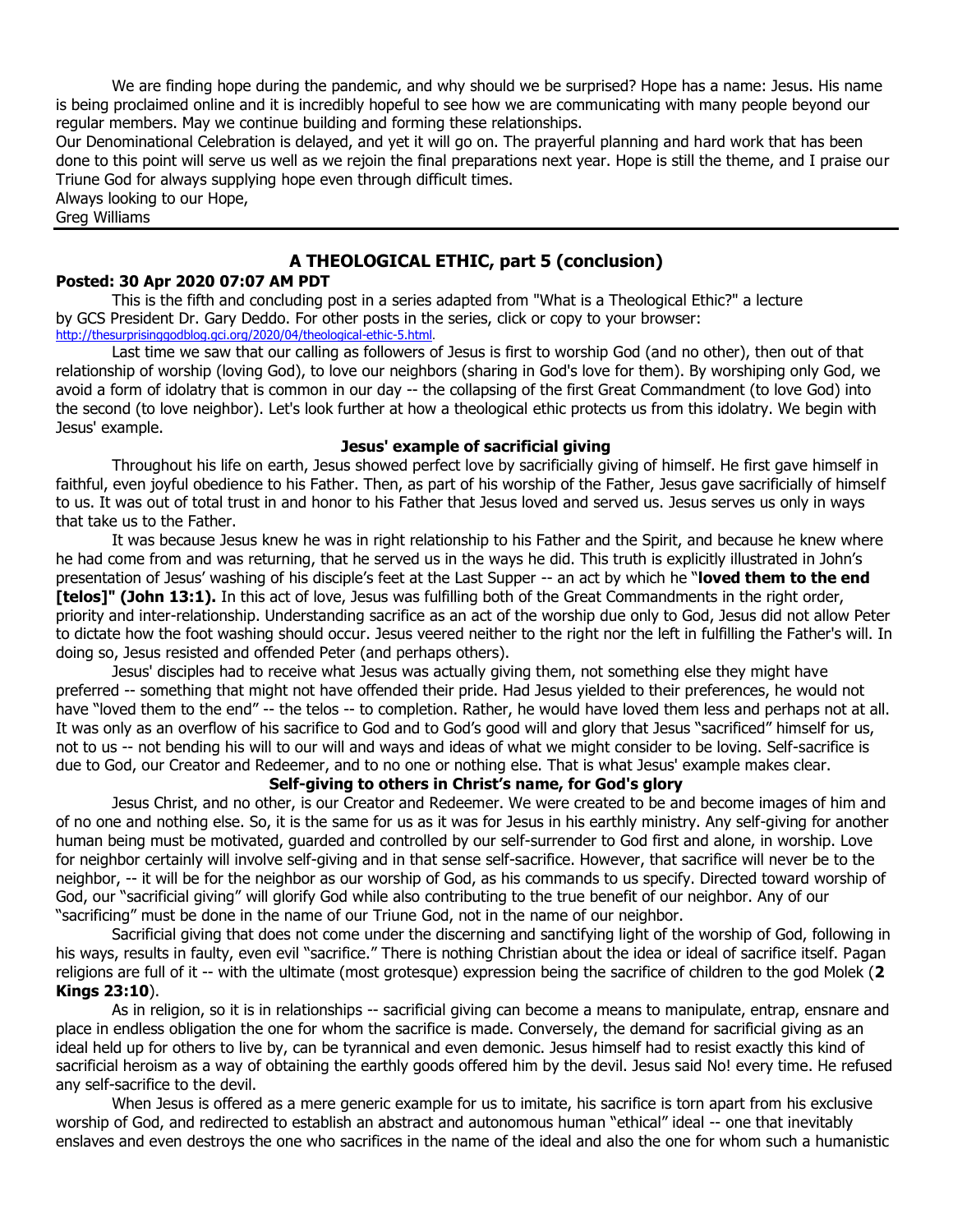We are finding hope during the pandemic, and why should we be surprised? Hope has a name: Jesus. His name is being proclaimed online and it is incredibly hopeful to see how we are communicating with many people beyond our regular members. May we continue building and forming these relationships.

Our Denominational Celebration is delayed, and yet it will go on. The prayerful planning and hard work that has been done to this point will serve us well as we rejoin the final preparations next year. Hope is still the theme, and I praise our Triune God for always supplying hope even through difficult times.

Always looking to our Hope,
Greg Williams

---

## A THEOLOGICAL ETHIC, part 5 (conclusion)

**Posted: 30 Apr 2020 07:07 AM PDT**

This is the fifth and concluding post in a series adapted from "What is a Theological Ethic?" a lecture by GCS President Dr. Gary Deddo. For other posts in the series, click or copy to your browser: http://thesurprisinggodblog.gci.org/2020/04/theological-ethic-5.html.

Last time we saw that our calling as followers of Jesus is first to worship God (and no other), then out of that relationship of worship (loving God), to love our neighbors (sharing in God's love for them). By worshiping only God, we avoid a form of idolatry that is common in our day -- the collapsing of the first Great Commandment (to love God) into the second (to love neighbor). Let's look further at how a theological ethic protects us from this idolatry. We begin with Jesus' example.

### Jesus' example of sacrificial giving

Throughout his life on earth, Jesus showed perfect love by sacrificially giving of himself. He first gave himself in faithful, even joyful obedience to his Father. Then, as part of his worship of the Father, Jesus gave sacrificially of himself to us. It was out of total trust in and honor to his Father that Jesus loved and served us. Jesus serves us only in ways that take us to the Father.

It was because Jesus knew he was in right relationship to his Father and the Spirit, and because he knew where he had come from and was returning, that he served us in the ways he did. This truth is explicitly illustrated in John's presentation of Jesus' washing of his disciple's feet at the Last Supper -- an act by which he "**loved them to the end [telos]" (John 13:1).** In this act of love, Jesus was fulfilling both of the Great Commandments in the right order, priority and inter-relationship. Understanding sacrifice as an act of the worship due only to God, Jesus did not allow Peter to dictate how the foot washing should occur. Jesus veered neither to the right nor the left in fulfilling the Father's will. In doing so, Jesus resisted and offended Peter (and perhaps others).

Jesus' disciples had to receive what Jesus was actually giving them, not something else they might have preferred -- something that might not have offended their pride. Had Jesus yielded to their preferences, he would not have "loved them to the end" -- the telos -- to completion. Rather, he would have loved them less and perhaps not at all. It was only as an overflow of his sacrifice to God and to God's good will and glory that Jesus "sacrificed" himself for us, not to us -- not bending his will to our will and ways and ideas of what we might consider to be loving. Self-sacrifice is due to God, our Creator and Redeemer, and to no one or nothing else. That is what Jesus' example makes clear.

### Self-giving to others in Christ's name, for God's glory

Jesus Christ, and no other, is our Creator and Redeemer. We were created to be and become images of him and of no one and nothing else. So, it is the same for us as it was for Jesus in his earthly ministry. Any self-giving for another human being must be motivated, guarded and controlled by our self-surrender to God first and alone, in worship. Love for neighbor certainly will involve self-giving and in that sense self-sacrifice. However, that sacrifice will never be to the neighbor, -- it will be for the neighbor as our worship of God, as his commands to us specify. Directed toward worship of God, our "sacrificial giving" will glorify God while also contributing to the true benefit of our neighbor. Any of our "sacrificing" must be done in the name of our Triune God, not in the name of our neighbor.

Sacrificial giving that does not come under the discerning and sanctifying light of the worship of God, following in his ways, results in faulty, even evil "sacrifice." There is nothing Christian about the idea or ideal of sacrifice itself. Pagan religions are full of it -- with the ultimate (most grotesque) expression being the sacrifice of children to the god Molek (**2 Kings 23:10**).

As in religion, so it is in relationships -- sacrificial giving can become a means to manipulate, entrap, ensnare and place in endless obligation the one for whom the sacrifice is made. Conversely, the demand for sacrificial giving as an ideal held up for others to live by, can be tyrannical and even demonic. Jesus himself had to resist exactly this kind of sacrificial heroism as a way of obtaining the earthly goods offered him by the devil. Jesus said No! every time. He refused any self-sacrifice to the devil.

When Jesus is offered as a mere generic example for us to imitate, his sacrifice is torn apart from his exclusive worship of God, and redirected to establish an abstract and autonomous human "ethical" ideal -- one that inevitably enslaves and even destroys the one who sacrifices in the name of the ideal and also the one for whom such a humanistic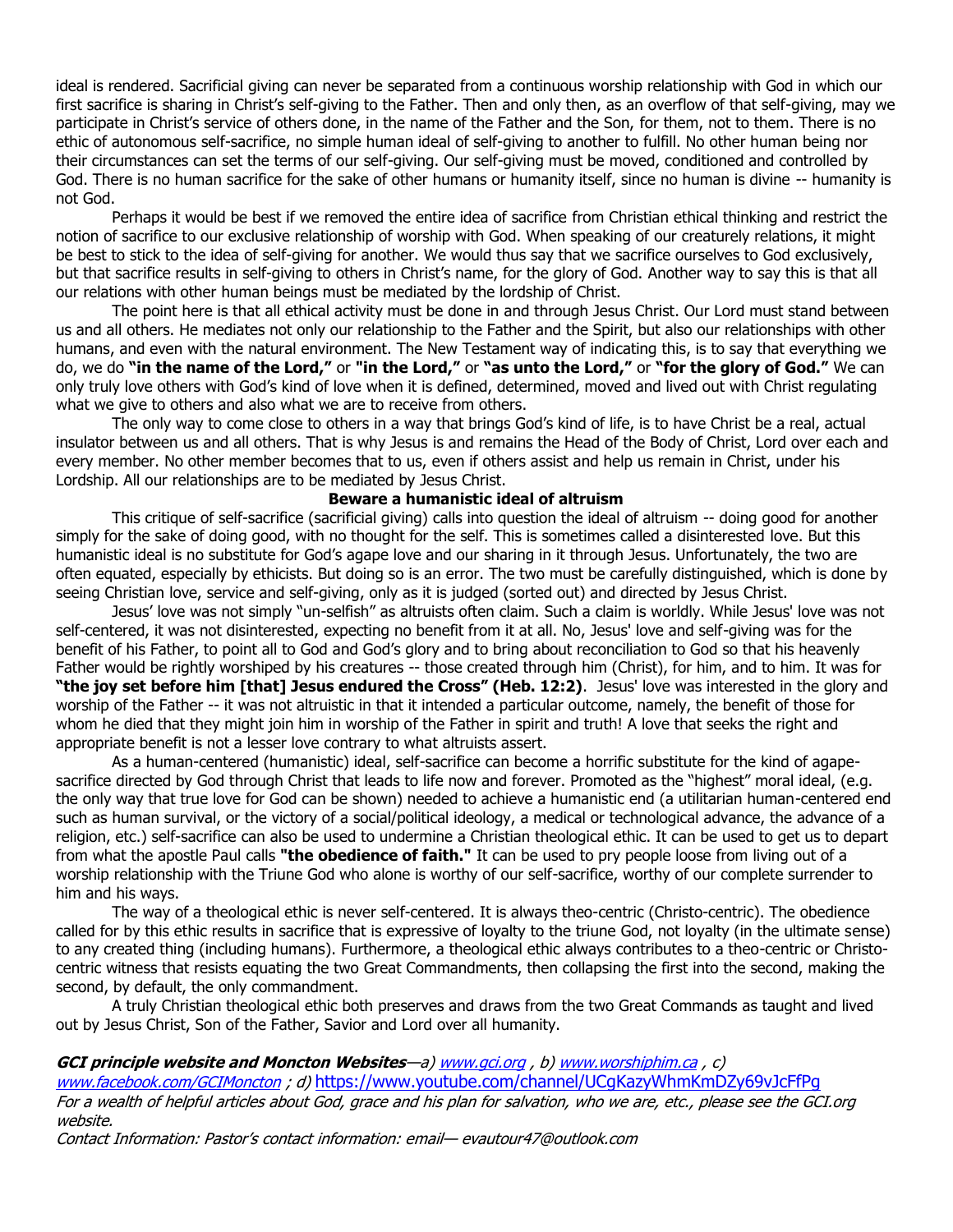ideal is rendered. Sacrificial giving can never be separated from a continuous worship relationship with God in which our first sacrifice is sharing in Christ's self-giving to the Father. Then and only then, as an overflow of that self-giving, may we participate in Christ's service of others done, in the name of the Father and the Son, for them, not to them. There is no ethic of autonomous self-sacrifice, no simple human ideal of self-giving to another to fulfill. No other human being nor their circumstances can set the terms of our self-giving. Our self-giving must be moved, conditioned and controlled by God. There is no human sacrifice for the sake of other humans or humanity itself, since no human is divine -- humanity is not God.

Perhaps it would be best if we removed the entire idea of sacrifice from Christian ethical thinking and restrict the notion of sacrifice to our exclusive relationship of worship with God. When speaking of our creaturely relations, it might be best to stick to the idea of self-giving for another. We would thus say that we sacrifice ourselves to God exclusively, but that sacrifice results in self-giving to others in Christ's name, for the glory of God. Another way to say this is that all our relations with other human beings must be mediated by the lordship of Christ.

The point here is that all ethical activity must be done in and through Jesus Christ. Our Lord must stand between us and all others. He mediates not only our relationship to the Father and the Spirit, but also our relationships with other humans, and even with the natural environment. The New Testament way of indicating this, is to say that everything we do, we do **"in the name of the Lord,"** or **"in the Lord,"** or **"as unto the Lord,"** or **"for the glory of God."** We can only truly love others with God's kind of love when it is defined, determined, moved and lived out with Christ regulating what we give to others and also what we are to receive from others.

The only way to come close to others in a way that brings God's kind of life, is to have Christ be a real, actual insulator between us and all others. That is why Jesus is and remains the Head of the Body of Christ, Lord over each and every member. No other member becomes that to us, even if others assist and help us remain in Christ, under his Lordship. All our relationships are to be mediated by Jesus Christ.

## Beware a humanistic ideal of altruism

This critique of self-sacrifice (sacrificial giving) calls into question the ideal of altruism -- doing good for another simply for the sake of doing good, with no thought for the self. This is sometimes called a disinterested love. But this humanistic ideal is no substitute for God's agape love and our sharing in it through Jesus. Unfortunately, the two are often equated, especially by ethicists. But doing so is an error. The two must be carefully distinguished, which is done by seeing Christian love, service and self-giving, only as it is judged (sorted out) and directed by Jesus Christ.

Jesus' love was not simply "un-selfish" as altruists often claim. Such a claim is worldly. While Jesus' love was not self-centered, it was not disinterested, expecting no benefit from it at all. No, Jesus' love and self-giving was for the benefit of his Father, to point all to God and God's glory and to bring about reconciliation to God so that his heavenly Father would be rightly worshiped by his creatures -- those created through him (Christ), for him, and to him. It was for **"the joy set before him [that] Jesus endured the Cross" (Heb. 12:2)**. Jesus' love was interested in the glory and worship of the Father -- it was not altruistic in that it intended a particular outcome, namely, the benefit of those for whom he died that they might join him in worship of the Father in spirit and truth! A love that seeks the right and appropriate benefit is not a lesser love contrary to what altruists assert.

As a human-centered (humanistic) ideal, self-sacrifice can become a horrific substitute for the kind of agape-sacrifice directed by God through Christ that leads to life now and forever. Promoted as the "highest" moral ideal, (e.g. the only way that true love for God can be shown) needed to achieve a humanistic end (a utilitarian human-centered end such as human survival, or the victory of a social/political ideology, a medical or technological advance, the advance of a religion, etc.) self-sacrifice can also be used to undermine a Christian theological ethic. It can be used to get us to depart from what the apostle Paul calls **"the obedience of faith."** It can be used to pry people loose from living out of a worship relationship with the Triune God who alone is worthy of our self-sacrifice, worthy of our complete surrender to him and his ways.

The way of a theological ethic is never self-centered. It is always theo-centric (Christo-centric). The obedience called for by this ethic results in sacrifice that is expressive of loyalty to the triune God, not loyalty (in the ultimate sense) to any created thing (including humans). Furthermore, a theological ethic always contributes to a theo-centric or Christo-centric witness that resists equating the two Great Commandments, then collapsing the first into the second, making the second, by default, the only commandment.

A truly Christian theological ethic both preserves and draws from the two Great Commands as taught and lived out by Jesus Christ, Son of the Father, Savior and Lord over all humanity.

***GCI principle website and Moncton Websites***—*a) www.gci.org , b) www.worshiphim.ca , c) www.facebook.com/GCIMoncton ; d)* https://www.youtube.com/channel/UCgKazyWhmKmDZy69vJcFfPg

*For a wealth of helpful articles about God, grace and his plan for salvation, who we are, etc., please see the GCI.org website.*

*Contact Information: Pastor's contact information: email— evautour47@outlook.com*